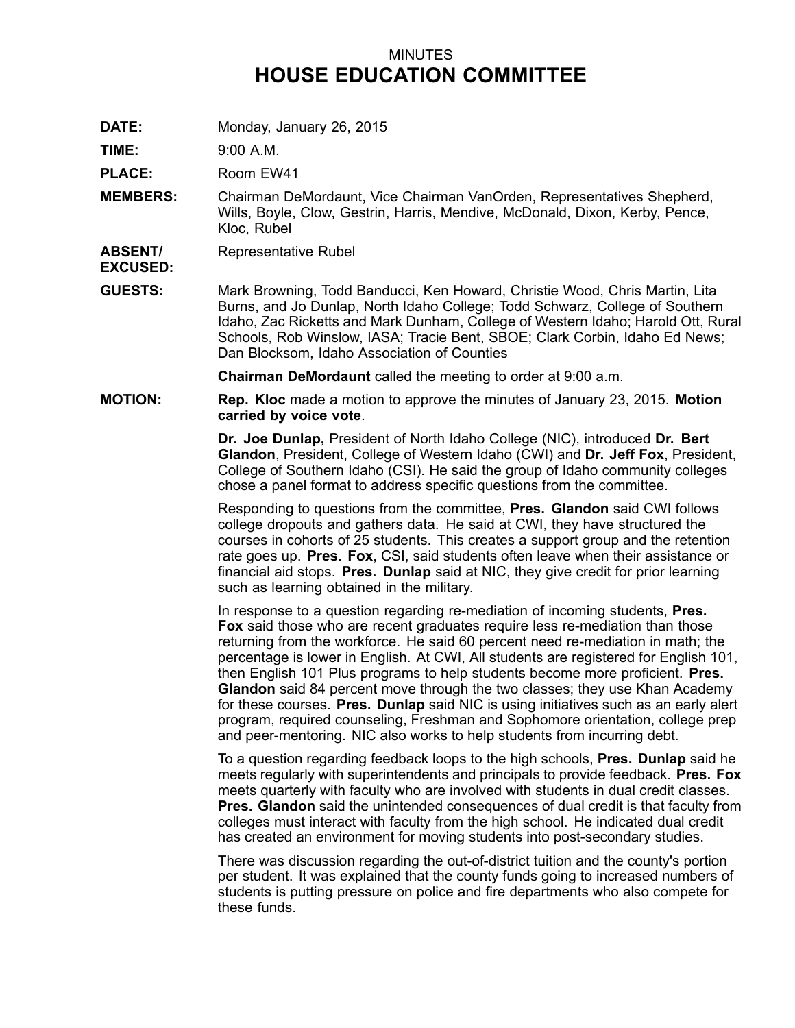MINUTES

# HOUSE EDUCATION COMMITTEE

**DATE:** Monday, January 26, 2015

**TIME:** 9:00 A.M.

**PLACE:** Room EW41

**MEMBERS:** Chairman DeMordaunt, Vice Chairman VanOrden, Representatives Shepherd, Wills, Boyle, Clow, Gestrin, Harris, Mendive, McDonald, Dixon, Kerby, Pence, Kloc, Rubel

**ABSENT/ EXCUSED:** Representative Rubel

**GUESTS:** Mark Browning, Todd Banducci, Ken Howard, Christie Wood, Chris Martin, Lita Burns, and Jo Dunlap, North Idaho College; Todd Schwarz, College of Southern Idaho, Zac Ricketts and Mark Dunham, College of Western Idaho; Harold Ott, Rural Schools, Rob Winslow, IASA; Tracie Bent, SBOE; Clark Corbin, Idaho Ed News; Dan Blocksom, Idaho Association of Counties

**Chairman DeMordaunt** called the meeting to order at 9:00 a.m.

**MOTION:** **Rep. Kloc** made a motion to approve the minutes of January 23, 2015. **Motion carried by voice vote**.

**Dr. Joe Dunlap,** President of North Idaho College (NIC), introduced **Dr. Bert Glandon**, President, College of Western Idaho (CWI) and **Dr. Jeff Fox**, President, College of Southern Idaho (CSI). He said the group of Idaho community colleges chose a panel format to address specific questions from the committee.

Responding to questions from the committee, **Pres. Glandon** said CWI follows college dropouts and gathers data. He said at CWI, they have structured the courses in cohorts of 25 students. This creates a support group and the retention rate goes up. **Pres. Fox**, CSI, said students often leave when their assistance or financial aid stops. **Pres. Dunlap** said at NIC, they give credit for prior learning such as learning obtained in the military.

In response to a question regarding re-mediation of incoming students, **Pres. Fox** said those who are recent graduates require less re-mediation than those returning from the workforce. He said 60 percent need re-mediation in math; the percentage is lower in English. At CWI, All students are registered for English 101, then English 101 Plus programs to help students become more proficient. **Pres. Glandon** said 84 percent move through the two classes; they use Khan Academy for these courses. **Pres. Dunlap** said NIC is using initiatives such as an early alert program, required counseling, Freshman and Sophomore orientation, college prep and peer-mentoring. NIC also works to help students from incurring debt.

To a question regarding feedback loops to the high schools, **Pres. Dunlap** said he meets regularly with superintendents and principals to provide feedback. **Pres. Fox** meets quarterly with faculty who are involved with students in dual credit classes. **Pres. Glandon** said the unintended consequences of dual credit is that faculty from colleges must interact with faculty from the high school. He indicated dual credit has created an environment for moving students into post-secondary studies.

There was discussion regarding the out-of-district tuition and the county's portion per student. It was explained that the county funds going to increased numbers of students is putting pressure on police and fire departments who also compete for these funds.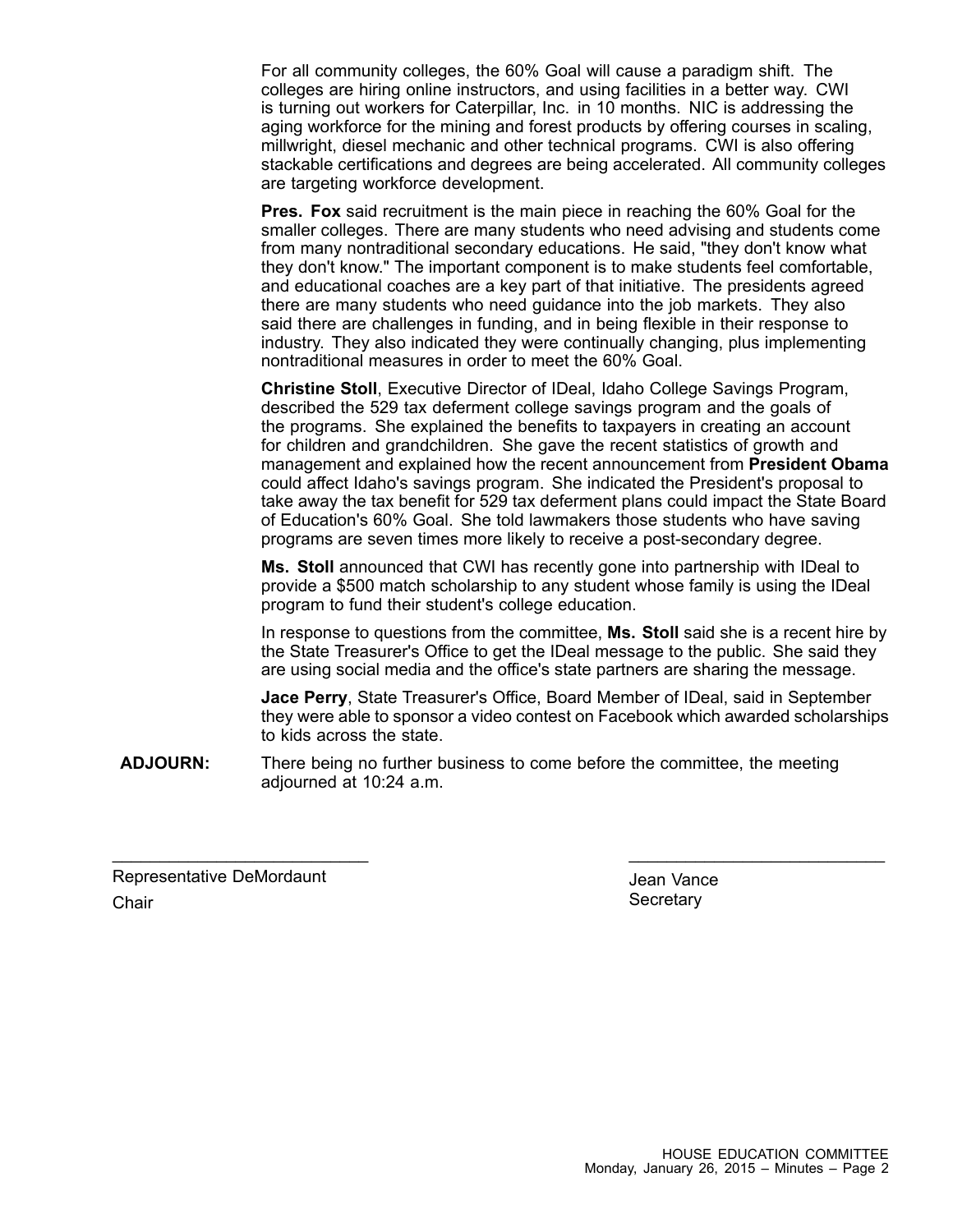For all community colleges, the 60% Goal will cause a paradigm shift. The colleges are hiring online instructors, and using facilities in a better way. CWI is turning out workers for Caterpillar, Inc. in 10 months. NIC is addressing the aging workforce for the mining and forest products by offering courses in scaling, millwright, diesel mechanic and other technical programs. CWI is also offering stackable certifications and degrees are being accelerated. All community colleges are targeting workforce development.

**Pres. Fox** said recruitment is the main piece in reaching the 60% Goal for the smaller colleges. There are many students who need advising and students come from many nontraditional secondary educations. He said, "they don't know what they don't know." The important component is to make students feel comfortable, and educational coaches are a key part of that initiative. The presidents agreed there are many students who need guidance into the job markets. They also said there are challenges in funding, and in being flexible in their response to industry. They also indicated they were continually changing, plus implementing nontraditional measures in order to meet the 60% Goal.

**Christine Stoll**, Executive Director of IDeal, Idaho College Savings Program, described the 529 tax deferment college savings program and the goals of the programs. She explained the benefits to taxpayers in creating an account for children and grandchildren. She gave the recent statistics of growth and management and explained how the recent announcement from **President Obama** could affect Idaho's savings program. She indicated the President's proposal to take away the tax benefit for 529 tax deferment plans could impact the State Board of Education's 60% Goal. She told lawmakers those students who have saving programs are seven times more likely to receive a post-secondary degree.

**Ms. Stoll** announced that CWI has recently gone into partnership with IDeal to provide a $500 match scholarship to any student whose family is using the IDeal program to fund their student's college education.

In response to questions from the committee, **Ms. Stoll** said she is a recent hire by the State Treasurer's Office to get the IDeal message to the public. She said they are using social media and the office's state partners are sharing the message.

**Jace Perry**, State Treasurer's Office, Board Member of IDeal, said in September they were able to sponsor a video contest on Facebook which awarded scholarships to kids across the state.

**ADJOURN:** There being no further business to come before the committee, the meeting adjourned at 10:24 a.m.

\_\_\_\_\_\_\_\_\_\_\_\_\_\_\_\_\_\_\_\_\_\_\_\_\_\_\_\_
Representative DeMordaunt
Chair

\_\_\_\_\_\_\_\_\_\_\_\_\_\_\_\_\_\_\_\_\_\_\_\_\_\_\_\_
Jean Vance
Secretary